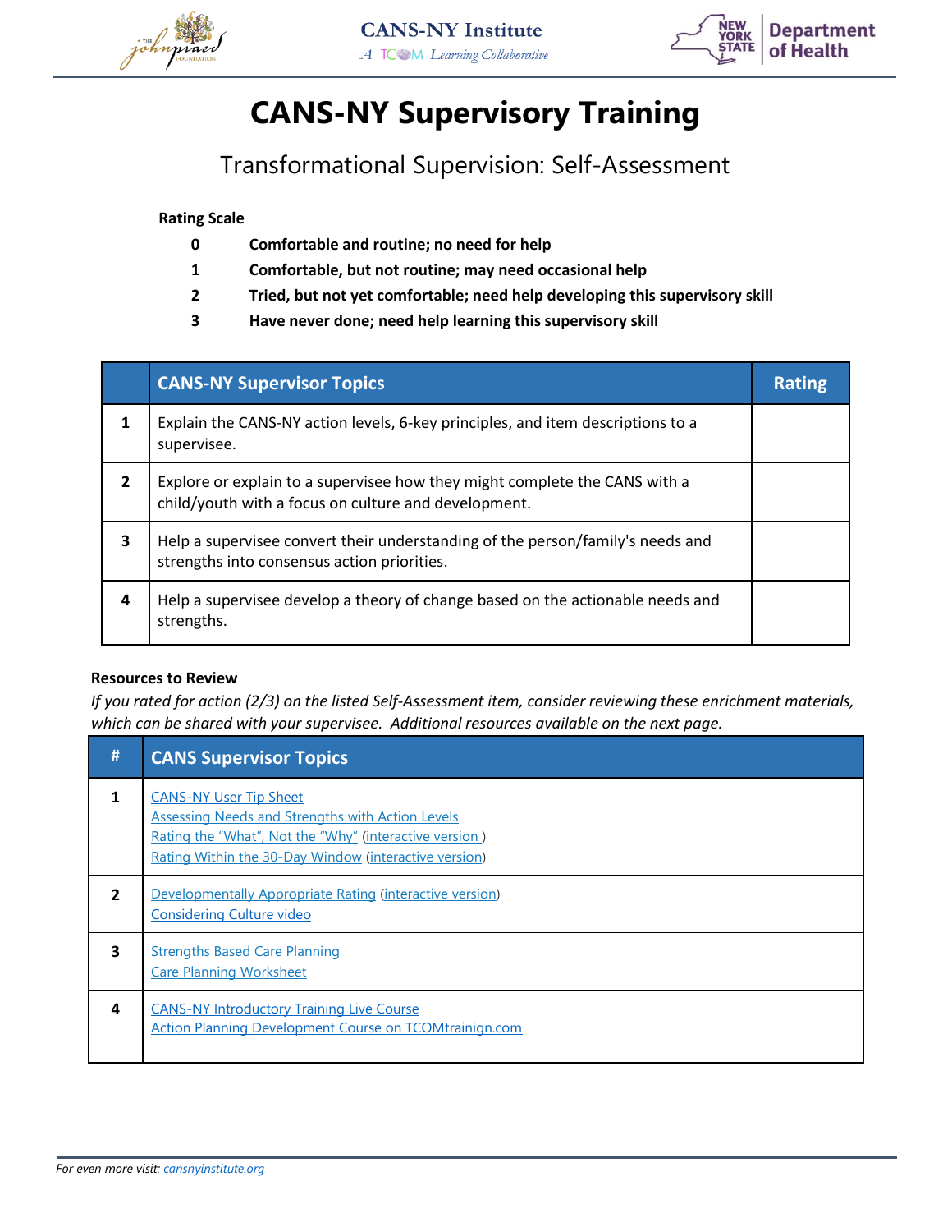CANS-NY Institute

*A TCOM Learning Collaborative*

# CANS-NY Supervisory Training

## Transformational Supervision: Self-Assessment

**Rating Scale**

**0** **Comfortable and routine; no need for help**

**1** **Comfortable, but not routine; may need occasional help**

**2** **Tried, but not yet comfortable; need help developing this supervisory skill**

**3** **Have never done; need help learning this supervisory skill**

| | CANS-NY Supervisor Topics | Rating |
|---|---|---|
| 1 | Explain the CANS-NY action levels, 6-key principles, and item descriptions to a supervisee. | |
| 2 | Explore or explain to a supervisee how they might complete the CANS with a child/youth with a focus on culture and development. | |
| 3 | Help a supervisee convert their understanding of the person/family's needs and strengths into consensus action priorities. | |
| 4 | Help a supervisee develop a theory of change based on the actionable needs and strengths. | |

**Resources to Review**

*If you rated for action (2/3) on the listed Self-Assessment item, consider reviewing these enrichment materials, which can be shared with your supervisee. Additional resources available on the next page.*

| # | CANS Supervisor Topics |
|---|---|
| 1 | CANS-NY User Tip Sheet<br>Assessing Needs and Strengths with Action Levels<br>Rating the "What", Not the "Why" (interactive version )<br>Rating Within the 30-Day Window (interactive version) |
| 2 | Developmentally Appropriate Rating (interactive version)<br>Considering Culture video |
| 3 | Strengths Based Care Planning<br>Care Planning Worksheet |
| 4 | CANS-NY Introductory Training Live Course<br>Action Planning Development Course on TCOMtrainign.com |

*For even more visit: cansnyinstitute.org*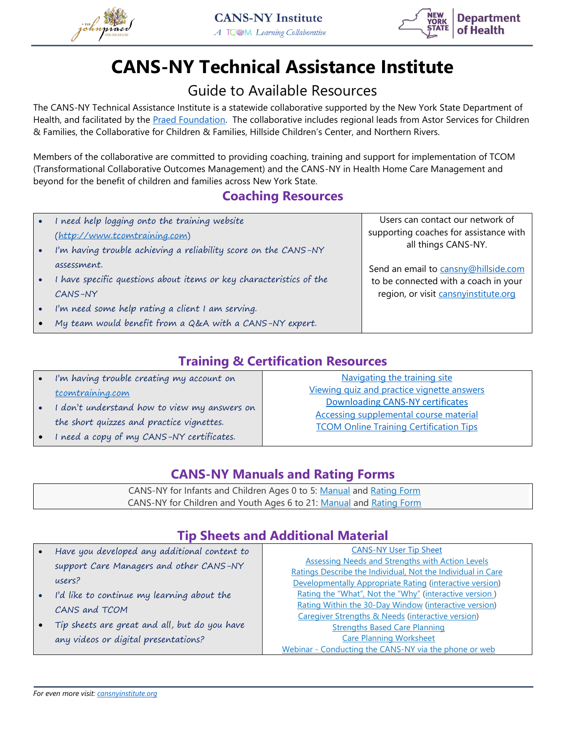CANS-NY Institute

*A TCOM Learning Collaborative*

# CANS-NY Technical Assistance Institute

## Guide to Available Resources

The CANS-NY Technical Assistance Institute is a statewide collaborative supported by the New York State Department of Health, and facilitated by the [Praed Foundation](). The collaborative includes regional leads from Astor Services for Children & Families, the Collaborative for Children & Families, Hillside Children's Center, and Northern Rivers.

Members of the collaborative are committed to providing coaching, training and support for implementation of TCOM (Transformational Collaborative Outcomes Management) and the CANS-NY in Health Home Care Management and beyond for the benefit of children and families across New York State.

### Coaching Resources

| | |
|---|---|
| • *I need help logging onto the training website (http://www.tcomtraining.com)*<br>• *I'm having trouble achieving a reliability score on the CANS-NY assessment.*<br>• *I have specific questions about items or key characteristics of the CANS-NY*<br>• *I'm need some help rating a client I am serving.*<br>• *My team would benefit from a Q&A with a CANS-NY expert.* | Users can contact our network of supporting coaches for assistance with all things CANS-NY.<br><br>Send an email to cansny@hillside.com to be connected with a coach in your region, or visit cansnyinstitute.org |

### Training & Certification Resources

| | |
|---|---|
| • *I'm having trouble creating my account on tcomtraining.com*<br>• *I don't understand how to view my answers on the short quizzes and practice vignettes.*<br>• *I need a copy of my CANS-NY certificates.* | Navigating the training site<br>Viewing quiz and practice vignette answers<br>Downloading CANS-NY certificates<br>Accessing supplemental course material<br>TCOM Online Training Certification Tips |

### CANS-NY Manuals and Rating Forms

| |
|---|
| CANS-NY for Infants and Children Ages 0 to 5: Manual and Rating Form<br>CANS-NY for Children and Youth Ages 6 to 21: Manual and Rating Form |

### Tip Sheets and Additional Material

| | |
|---|---|
| • *Have you developed any additional content to support Care Managers and other CANS-NY users?*<br>• *I'd like to continue my learning about the CANS and TCOM*<br>• *Tip sheets are great and all, but do you have any videos or digital presentations?* | CANS-NY User Tip Sheet<br>Assessing Needs and Strengths with Action Levels<br>Ratings Describe the Individual, Not the Individual in Care<br>Developmentally Appropriate Rating (interactive version)<br>Rating the "What", Not the "Why" (interactive version )<br>Rating Within the 30-Day Window (interactive version)<br>Caregiver Strengths & Needs (interactive version)<br>Strengths Based Care Planning<br>Care Planning Worksheet<br>Webinar - Conducting the CANS-NY via the phone or web |

*For even more visit: cansnyinstitute.org*